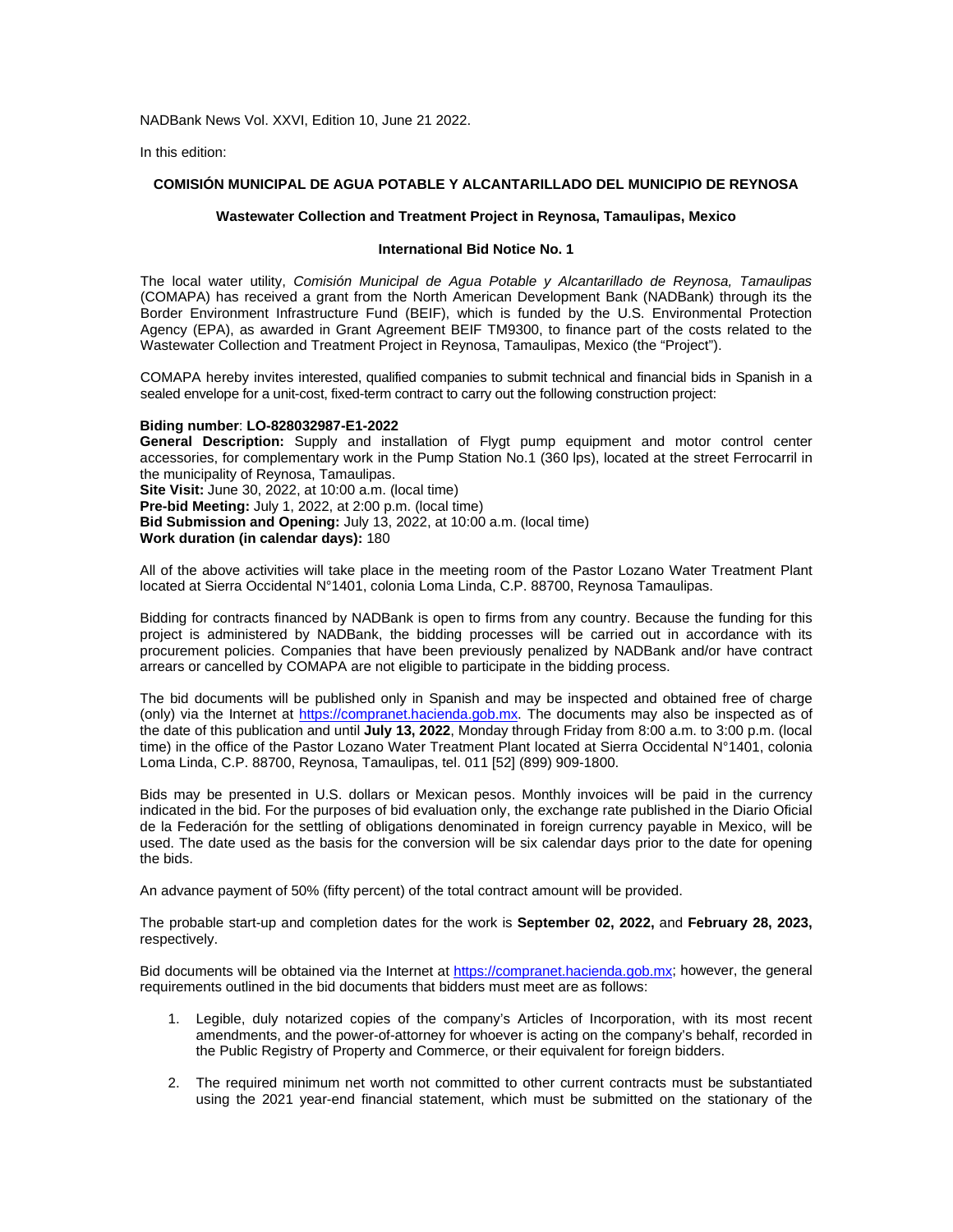NADBank News Vol. XXVI, Edition 10, June 21 2022.

In this edition:

**COMISIÓN MUNICIPAL DE AGUA POTABLE Y ALCANTARILLADO DEL MUNICIPIO DE REYNOSA**

**Wastewater Collection and Treatment Project in Reynosa, Tamaulipas, Mexico**

**International Bid Notice No. 1**

The local water utility, *Comisión Municipal de Agua Potable y Alcantarillado de Reynosa, Tamaulipas* (COMAPA) has received a grant from the North American Development Bank (NADBank) through its the Border Environment Infrastructure Fund (BEIF), which is funded by the U.S. Environmental Protection Agency (EPA), as awarded in Grant Agreement BEIF TM9300, to finance part of the costs related to the Wastewater Collection and Treatment Project in Reynosa, Tamaulipas, Mexico (the "Project").

COMAPA hereby invites interested, qualified companies to submit technical and financial bids in Spanish in a sealed envelope for a unit-cost, fixed-term contract to carry out the following construction project:

**Biding number**: **LO-828032987-E1-2022**
**General Description:** Supply and installation of Flygt pump equipment and motor control center accessories, for complementary work in the Pump Station No.1 (360 lps), located at the street Ferrocarril in the municipality of Reynosa, Tamaulipas.
**Site Visit:** June 30, 2022, at 10:00 a.m. (local time)
**Pre-bid Meeting:** July 1, 2022, at 2:00 p.m. (local time)
**Bid Submission and Opening:** July 13, 2022, at 10:00 a.m. (local time)
**Work duration (in calendar days):** 180

All of the above activities will take place in the meeting room of the Pastor Lozano Water Treatment Plant located at Sierra Occidental N°1401, colonia Loma Linda, C.P. 88700, Reynosa Tamaulipas.

Bidding for contracts financed by NADBank is open to firms from any country. Because the funding for this project is administered by NADBank, the bidding processes will be carried out in accordance with its procurement policies. Companies that have been previously penalized by NADBank and/or have contract arrears or cancelled by COMAPA are not eligible to participate in the bidding process.

The bid documents will be published only in Spanish and may be inspected and obtained free of charge (only) via the Internet at https://compranet.hacienda.gob.mx. The documents may also be inspected as of the date of this publication and until **July 13, 2022**, Monday through Friday from 8:00 a.m. to 3:00 p.m. (local time) in the office of the Pastor Lozano Water Treatment Plant located at Sierra Occidental N°1401, colonia Loma Linda, C.P. 88700, Reynosa, Tamaulipas, tel. 011 [52] (899) 909-1800.

Bids may be presented in U.S. dollars or Mexican pesos. Monthly invoices will be paid in the currency indicated in the bid. For the purposes of bid evaluation only, the exchange rate published in the Diario Oficial de la Federación for the settling of obligations denominated in foreign currency payable in Mexico, will be used. The date used as the basis for the conversion will be six calendar days prior to the date for opening the bids.

An advance payment of 50% (fifty percent) of the total contract amount will be provided.

The probable start-up and completion dates for the work is **September 02, 2022,** and **February 28, 2023,** respectively.

Bid documents will be obtained via the Internet at https://compranet.hacienda.gob.mx; however, the general requirements outlined in the bid documents that bidders must meet are as follows:

1. Legible, duly notarized copies of the company's Articles of Incorporation, with its most recent amendments, and the power-of-attorney for whoever is acting on the company's behalf, recorded in the Public Registry of Property and Commerce, or their equivalent for foreign bidders.

2. The required minimum net worth not committed to other current contracts must be substantiated using the 2021 year-end financial statement, which must be submitted on the stationary of the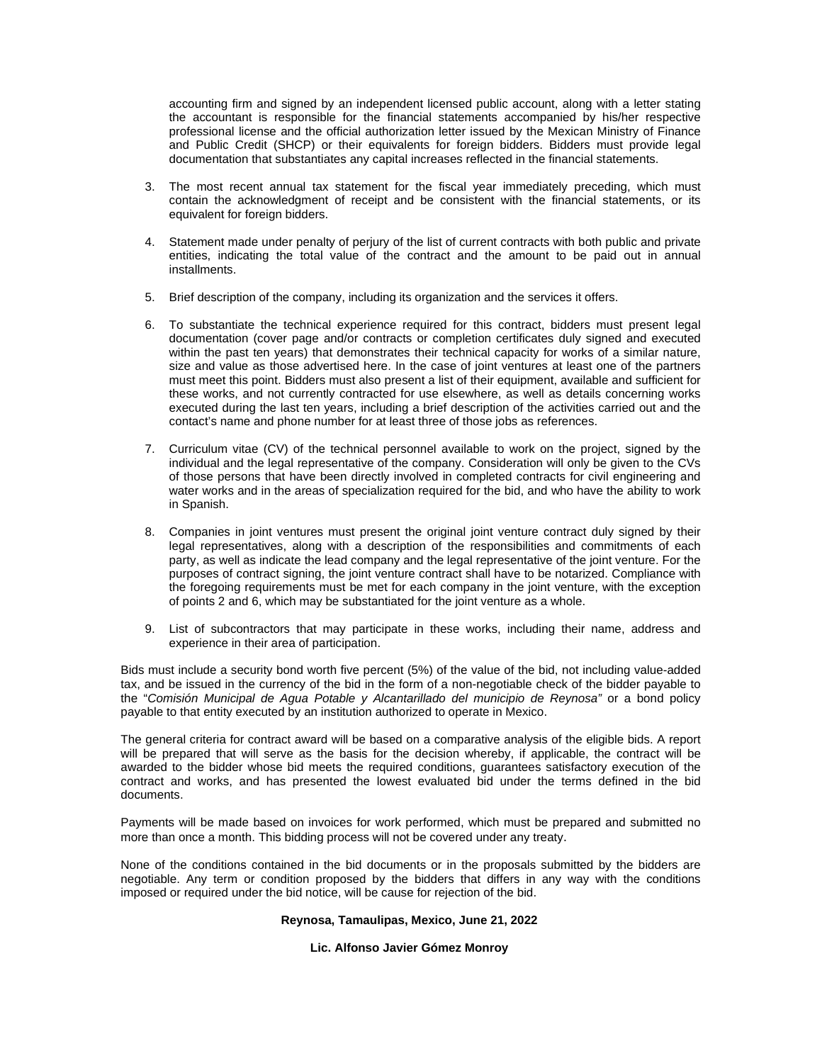accounting firm and signed by an independent licensed public account, along with a letter stating the accountant is responsible for the financial statements accompanied by his/her respective professional license and the official authorization letter issued by the Mexican Ministry of Finance and Public Credit (SHCP) or their equivalents for foreign bidders. Bidders must provide legal documentation that substantiates any capital increases reflected in the financial statements.

3. The most recent annual tax statement for the fiscal year immediately preceding, which must contain the acknowledgment of receipt and be consistent with the financial statements, or its equivalent for foreign bidders.

4. Statement made under penalty of perjury of the list of current contracts with both public and private entities, indicating the total value of the contract and the amount to be paid out in annual installments.

5. Brief description of the company, including its organization and the services it offers.

6. To substantiate the technical experience required for this contract, bidders must present legal documentation (cover page and/or contracts or completion certificates duly signed and executed within the past ten years) that demonstrates their technical capacity for works of a similar nature, size and value as those advertised here. In the case of joint ventures at least one of the partners must meet this point. Bidders must also present a list of their equipment, available and sufficient for these works, and not currently contracted for use elsewhere, as well as details concerning works executed during the last ten years, including a brief description of the activities carried out and the contact's name and phone number for at least three of those jobs as references.

7. Curriculum vitae (CV) of the technical personnel available to work on the project, signed by the individual and the legal representative of the company. Consideration will only be given to the CVs of those persons that have been directly involved in completed contracts for civil engineering and water works and in the areas of specialization required for the bid, and who have the ability to work in Spanish.

8. Companies in joint ventures must present the original joint venture contract duly signed by their legal representatives, along with a description of the responsibilities and commitments of each party, as well as indicate the lead company and the legal representative of the joint venture. For the purposes of contract signing, the joint venture contract shall have to be notarized. Compliance with the foregoing requirements must be met for each company in the joint venture, with the exception of points 2 and 6, which may be substantiated for the joint venture as a whole.

9. List of subcontractors that may participate in these works, including their name, address and experience in their area of participation.

Bids must include a security bond worth five percent (5%) of the value of the bid, not including value-added tax, and be issued in the currency of the bid in the form of a non-negotiable check of the bidder payable to the "*Comisión Municipal de Agua Potable y Alcantarillado del municipio de Reynosa"* or a bond policy payable to that entity executed by an institution authorized to operate in Mexico.

The general criteria for contract award will be based on a comparative analysis of the eligible bids. A report will be prepared that will serve as the basis for the decision whereby, if applicable, the contract will be awarded to the bidder whose bid meets the required conditions, guarantees satisfactory execution of the contract and works, and has presented the lowest evaluated bid under the terms defined in the bid documents.

Payments will be made based on invoices for work performed, which must be prepared and submitted no more than once a month. This bidding process will not be covered under any treaty.

None of the conditions contained in the bid documents or in the proposals submitted by the bidders are negotiable. Any term or condition proposed by the bidders that differs in any way with the conditions imposed or required under the bid notice, will be cause for rejection of the bid.

**Reynosa, Tamaulipas, Mexico, June 21, 2022**

**Lic. Alfonso Javier Gómez Monroy**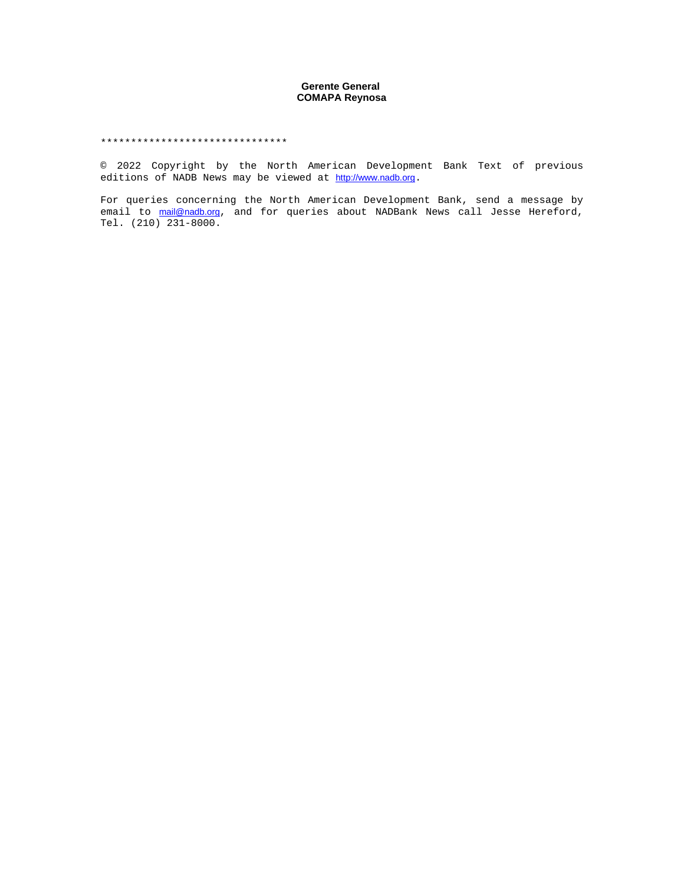**Gerente General**
**COMAPA Reynosa**

*******************************

© 2022 Copyright by the North American Development Bank Text of previous editions of NADB News may be viewed at http://www.nadb.org.

For queries concerning the North American Development Bank, send a message by email to mail@nadb.org, and for queries about NADBank News call Jesse Hereford, Tel. (210) 231-8000.